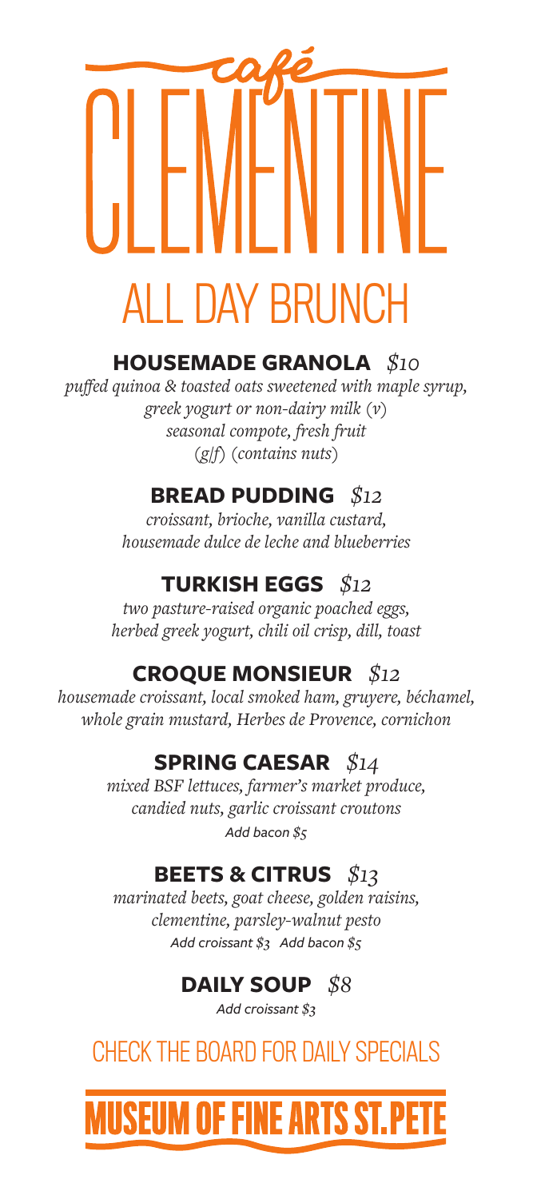# café CLEMENTINE

## ALL DAY BRUNCH

### HOUSEMADE GRANOLA *$10*

*puffed quinoa & toasted oats sweetened with maple syrup,*
*greek yogurt or non-dairy milk (v)*
*seasonal compote, fresh fruit*
*(g/f) (contains nuts)*

### BREAD PUDDING *$12*

*croissant, brioche, vanilla custard,*
*housemade dulce de leche and blueberries*

### TURKISH EGGS *$12*

*two pasture-raised organic poached eggs,*
*herbed greek yogurt, chili oil crisp, dill, toast*

### CROQUE MONSIEUR *$12*

*housemade croissant, local smoked ham, gruyere, béchamel,*
*whole grain mustard, Herbes de Provence, cornichon*

### SPRING CAESAR *$14*

*mixed BSF lettuces, farmer's market produce,*
*candied nuts, garlic croissant croutons*
*Add bacon $5*

### BEETS & CITRUS *$13*

*marinated beets, goat cheese, golden raisins,*
*clementine, parsley-walnut pesto*
*Add croissant $3 Add bacon $5*

### DAILY SOUP *$8*

*Add croissant $3*

## CHECK THE BOARD FOR DAILY SPECIALS

# MUSEUM OF FINE ARTS ST.PETE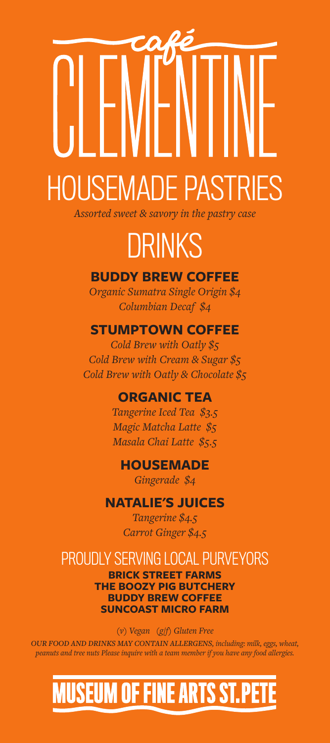# café CLEMENTINE

## HOUSEMADE PASTRIES

*Assorted sweet & savory in the pastry case*

## DRINKS

### BUDDY BREW COFFEE

*Organic Sumatra Single Origin $4*
*Columbian Decaf $4*

### STUMPTOWN COFFEE

*Cold Brew with Oatly $5*
*Cold Brew with Cream & Sugar $5*
*Cold Brew with Oatly & Chocolate $5*

### ORGANIC TEA

*Tangerine Iced Tea $3.5*
*Magic Matcha Latte $5*
*Masala Chai Latte $5.5*

### HOUSEMADE

*Gingerade $4*

### NATALIE'S JUICES

*Tangerine $4.5*
*Carrot Ginger $4.5*

## PROUDLY SERVING LOCAL PURVEYORS

**BRICK STREET FARMS**
**THE BOOZY PIG BUTCHERY**
**BUDDY BREW COFFEE**
**SUNCOAST MICRO FARM**

*(v) Vegan (g/f) Gluten Free*

*OUR FOOD AND DRINKS MAY CONTAIN ALLERGENS, including: milk, eggs, wheat, peanuts and tree nuts Please inquire with a team member if you have any food allergies.*

## MUSEUM OF FINE ARTS ST.PETE